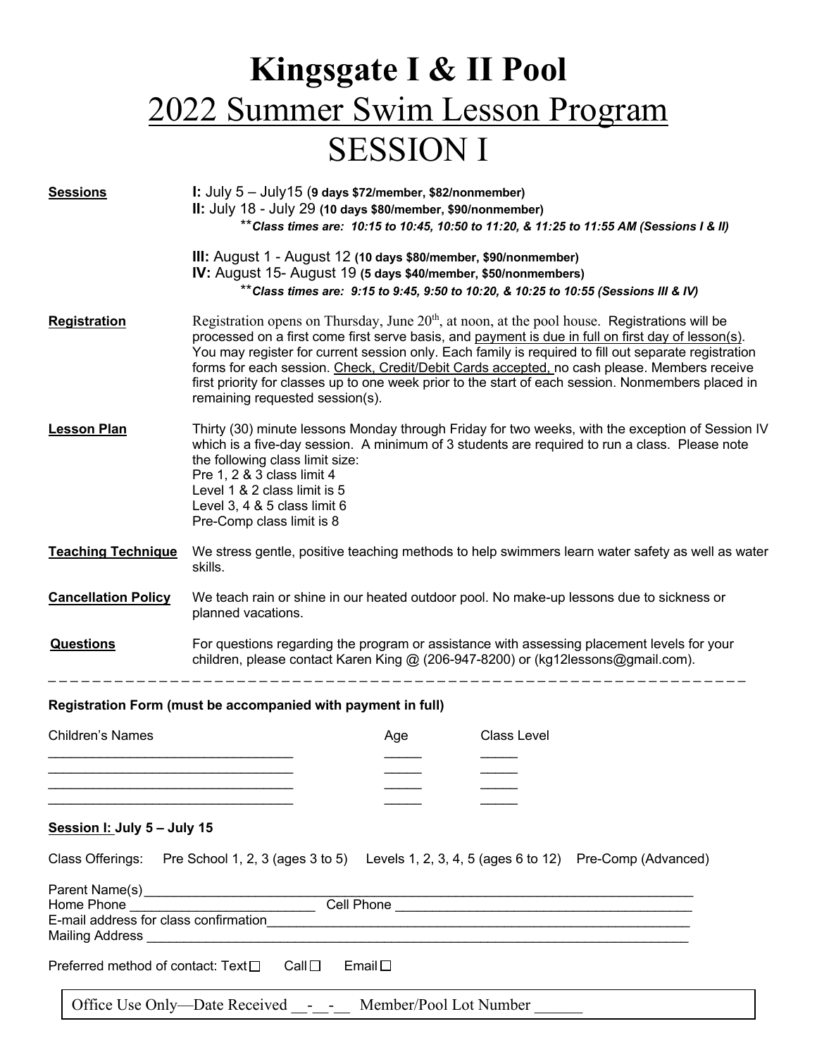# Kingsgate I & II Pool

## <u>2022 Summer Swim Lesson Program</u>

## SESSION I

**<u>Sessions</u>**

**I:** July 5 – July15 (**9 days $72/member, $82/nonmember)**
**II:** July 18 - July 29 **(10 days $80/member, $90/nonmember)**
***\*\*Class times are: 10:15 to 10:45, 10:50 to 11:20, & 11:25 to 11:55 AM (Sessions I & II)***

**III:** August 1 - August 12 **(10 days $80/member, $90/nonmember)**
**IV:** August 15- August 19 **(5 days $40/member, $50/nonmembers)**
***\*\*Class times are: 9:15 to 9:45, 9:50 to 10:20, & 10:25 to 10:55 (Sessions III & IV)***

**<u>Registration</u>**

Registration opens on Thursday, June 20th, at noon, at the pool house. Registrations will be processed on a first come first serve basis, and <u>payment is due in full on first day of lesson(s)</u>. You may register for current session only. Each family is required to fill out separate registration forms for each session. <u>Check, Credit/Debit Cards accepted,</u> no cash please. Members receive first priority for classes up to one week prior to the start of each session. Nonmembers placed in remaining requested session(s).

**<u>Lesson Plan</u>**

Thirty (30) minute lessons Monday through Friday for two weeks, with the exception of Session IV which is a five-day session. A minimum of 3 students are required to run a class. Please note the following class limit size:
Pre 1, 2 & 3 class limit 4
Level 1 & 2 class limit is 5
Level 3, 4 & 5 class limit 6
Pre-Comp class limit is 8

**<u>Teaching Technique</u>**

We stress gentle, positive teaching methods to help swimmers learn water safety as well as water skills.

**<u>Cancellation Policy</u>**

We teach rain or shine in our heated outdoor pool. No make-up lessons due to sickness or planned vacations.

**<u>Questions</u>**

For questions regarding the program or assistance with assessing placement levels for your children, please contact Karen King @ (206-947-8200) or (kg12lessons@gmail.com).

- - - - - - - - - - - - - - - - - - - - - - - - - - - - - - - - - - - - - - - - - - - - - - - - - - - - - - - - - - - - - - - -

**Registration Form (must be accompanied with payment in full)**

| Children's Names | Age | Class Level |
|---|---|---|
| ________________________________ | _____ | _____ |
| ________________________________ | _____ | _____ |
| ________________________________ | _____ | _____ |
| ________________________________ | _____ | _____ |

**<u>Session I:</u> July 5 – July 15**

Class Offerings: Pre School 1, 2, 3 (ages 3 to 5) Levels 1, 2, 3, 4, 5 (ages 6 to 12) Pre-Comp (Advanced)

Parent Name(s) ________________________________________________________________________
Home Phone ________________________ Cell Phone ________________________________________
E-mail address for class confirmation____________________________________________________
Mailing Address ________________________________________________________________________

Preferred method of contact: Text ☐ Call ☐ Email ☐

Office Use Only—Date Received __-__-__ Member/Pool Lot Number ______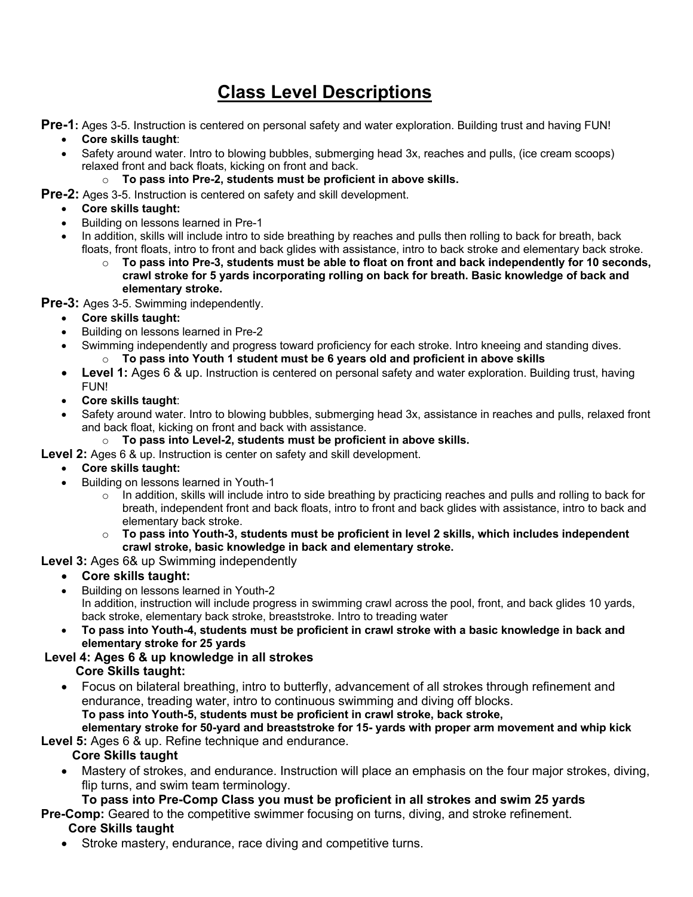# Class Level Descriptions

**Pre-1:** Ages 3-5. Instruction is centered on personal safety and water exploration. Building trust and having FUN!

- **Core skills taught**:
- Safety around water. Intro to blowing bubbles, submerging head 3x, reaches and pulls, (ice cream scoops) relaxed front and back floats, kicking on front and back.
  - **To pass into Pre-2, students must be proficient in above skills.**

**Pre-2:** Ages 3-5. Instruction is centered on safety and skill development.

- **Core skills taught:**
- Building on lessons learned in Pre-1
- In addition, skills will include intro to side breathing by reaches and pulls then rolling to back for breath, back floats, front floats, intro to front and back glides with assistance, intro to back stroke and elementary back stroke.
  - **To pass into Pre-3, students must be able to float on front and back independently for 10 seconds, crawl stroke for 5 yards incorporating rolling on back for breath. Basic knowledge of back and elementary stroke.**

**Pre-3:** Ages 3-5. Swimming independently.

- **Core skills taught:**
- Building on lessons learned in Pre-2
- Swimming independently and progress toward proficiency for each stroke. Intro kneeing and standing dives.
  - **To pass into Youth 1 student must be 6 years old and proficient in above skills**
- **Level 1:** Ages 6 & up. Instruction is centered on personal safety and water exploration. Building trust, having FUN!
- **Core skills taught**:
- Safety around water. Intro to blowing bubbles, submerging head 3x, assistance in reaches and pulls, relaxed front and back float, kicking on front and back with assistance.
  - **To pass into Level-2, students must be proficient in above skills.**

**Level 2:** Ages 6 & up. Instruction is center on safety and skill development.

- **Core skills taught:**
- Building on lessons learned in Youth-1
  - In addition, skills will include intro to side breathing by practicing reaches and pulls and rolling to back for breath, independent front and back floats, intro to front and back glides with assistance, intro to back and elementary back stroke.
  - **To pass into Youth-3, students must be proficient in level 2 skills, which includes independent crawl stroke, basic knowledge in back and elementary stroke.**

**Level 3:** Ages 6& up Swimming independently

- **Core skills taught:**
- Building on lessons learned in Youth-2
  In addition, instruction will include progress in swimming crawl across the pool, front, and back glides 10 yards, back stroke, elementary back stroke, breaststroke. Intro to treading water
- **To pass into Youth-4, students must be proficient in crawl stroke with a basic knowledge in back and elementary stroke for 25 yards**

**Level 4: Ages 6 & up knowledge in all strokes**

**Core Skills taught:**

- Focus on bilateral breathing, intro to butterfly, advancement of all strokes through refinement and endurance, treading water, intro to continuous swimming and diving off blocks.
  **To pass into Youth-5, students must be proficient in crawl stroke, back stroke, elementary stroke for 50-yard and breaststroke for 15- yards with proper arm movement and whip kick**

**Level 5:** Ages 6 & up. Refine technique and endurance.

**Core Skills taught**

- Mastery of strokes, and endurance. Instruction will place an emphasis on the four major strokes, diving, flip turns, and swim team terminology.
  **To pass into Pre-Comp Class you must be proficient in all strokes and swim 25 yards**

**Pre-Comp:** Geared to the competitive swimmer focusing on turns, diving, and stroke refinement.

**Core Skills taught**

- Stroke mastery, endurance, race diving and competitive turns.